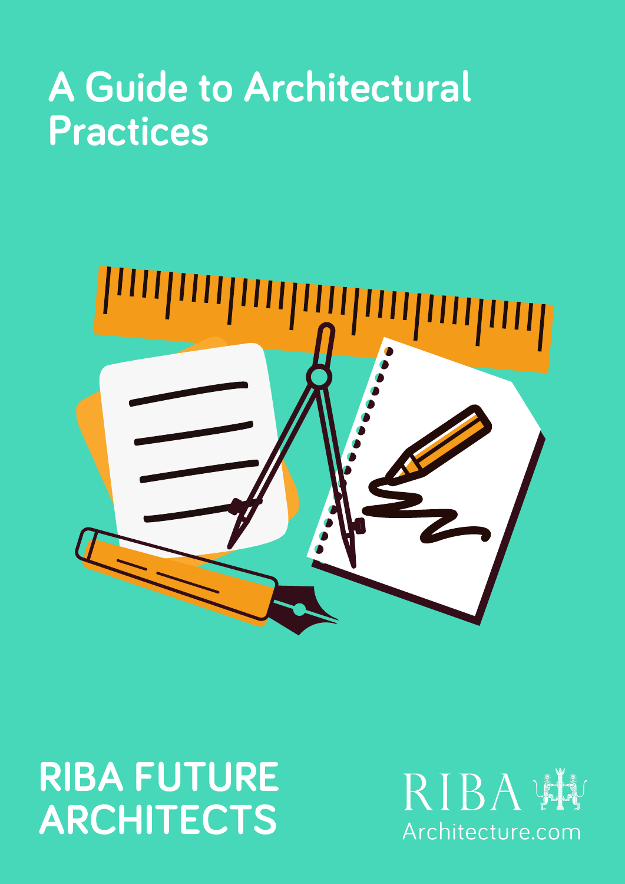# A Guide to Architectural Practices

RIBA FUTURE ARCHITECTS

RIBA

Architecture.com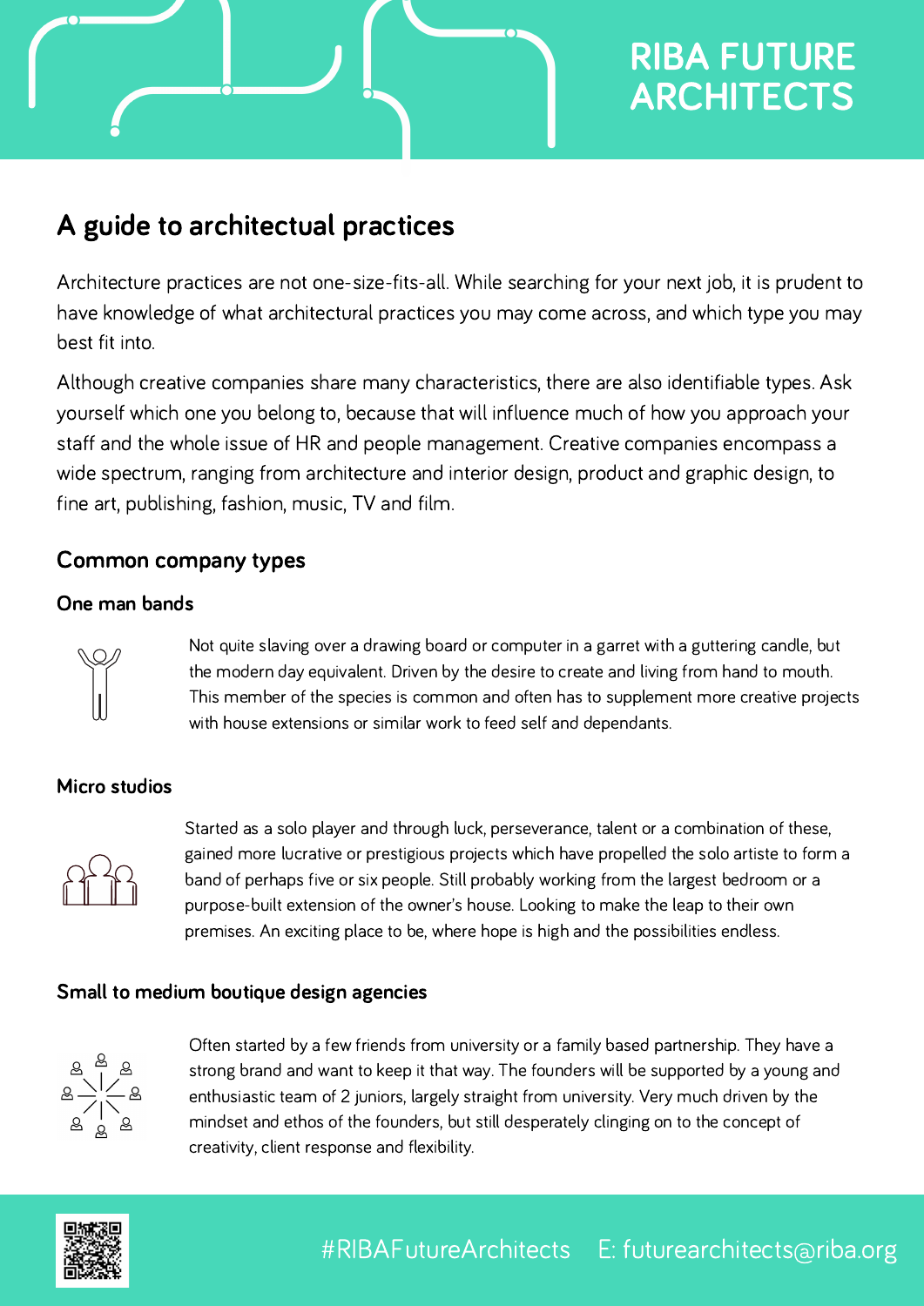# A guide to architectual practices

Architecture practices are not one-size-fits-all. While searching for your next job, it is prudent to have knowledge of what architectural practices you may come across, and which type you may best fit into.

Although creative companies share many characteristics, there are also identifiable types. Ask yourself which one you belong to, because that will influence much of how you approach your staff and the whole issue of HR and people management. Creative companies encompass a wide spectrum, ranging from architecture and interior design, product and graphic design, to fine art, publishing, fashion, music, TV and film.

## Common company types

### One man bands

Not quite slaving over a drawing board or computer in a garret with a guttering candle, but the modern day equivalent. Driven by the desire to create and living from hand to mouth. This member of the species is common and often has to supplement more creative projects with house extensions or similar work to feed self and dependants.

### Micro studios

Started as a solo player and through luck, perseverance, talent or a combination of these, gained more lucrative or prestigious projects which have propelled the solo artiste to form a band of perhaps five or six people. Still probably working from the largest bedroom or a purpose-built extension of the owner's house. Looking to make the leap to their own premises. An exciting place to be, where hope is high and the possibilities endless.

### Small to medium boutique design agencies

Often started by a few friends from university or a family based partnership. They have a strong brand and want to keep it that way. The founders will be supported by a young and enthusiastic team of 2 juniors, largely straight from university. Very much driven by the mindset and ethos of the founders, but still desperately clinging on to the concept of creativity, client response and flexibility.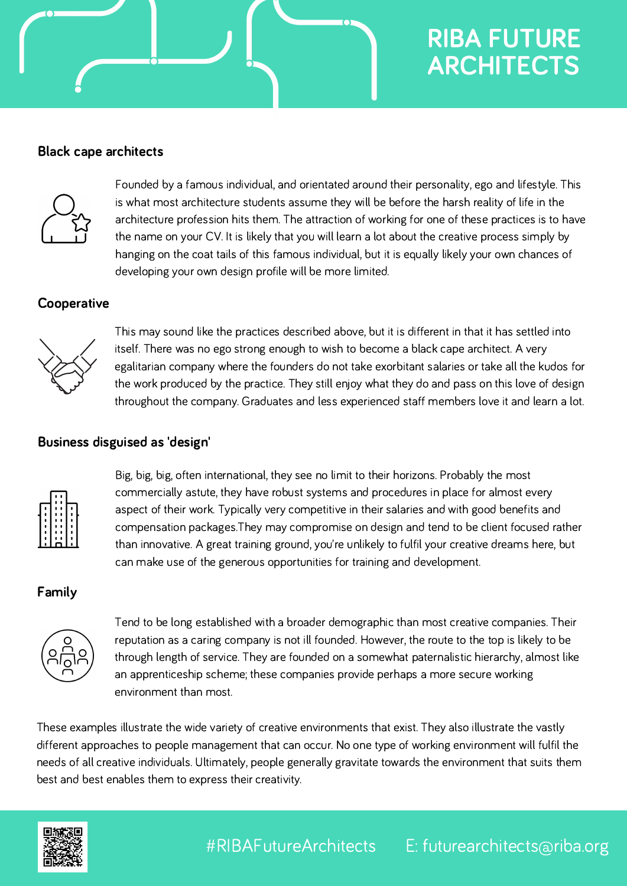### Black cape architects

Founded by a famous individual, and orientated around their personality, ego and lifestyle. This is what most architecture students assume they will be before the harsh reality of life in the architecture profession hits them. The attraction of working for one of these practices is to have the name on your CV. It is likely that you will learn a lot about the creative process simply by hanging on the coat tails of this famous individual, but it is equally likely your own chances of developing your own design profile will be more limited.

### Cooperative

This may sound like the practices described above, but it is different in that it has settled into itself. There was no ego strong enough to wish to become a black cape architect. A very egalitarian company where the founders do not take exorbitant salaries or take all the kudos for the work produced by the practice. They still enjoy what they do and pass on this love of design throughout the company. Graduates and less experienced staff members love it and learn a lot.

### Business disguised as 'design'

Big, big, big, often international, they see no limit to their horizons. Probably the most commercially astute, they have robust systems and procedures in place for almost every aspect of their work. Typically very competitive in their salaries and with good benefits and compensation packages.They may compromise on design and tend to be client focused rather than innovative. A great training ground, you're unlikely to fulfil your creative dreams here, but can make use of the generous opportunities for training and development.

### Family

Tend to be long established with a broader demographic than most creative companies. Their reputation as a caring company is not ill founded. However, the route to the top is likely to be through length of service. They are founded on a somewhat paternalistic hierarchy, almost like an apprenticeship scheme; these companies provide perhaps a more secure working environment than most.

These examples illustrate the wide variety of creative environments that exist. They also illustrate the vastly different approaches to people management that can occur. No one type of working environment will fulfil the needs of all creative individuals. Ultimately, people generally gravitate towards the environment that suits them best and best enables them to express their creativity.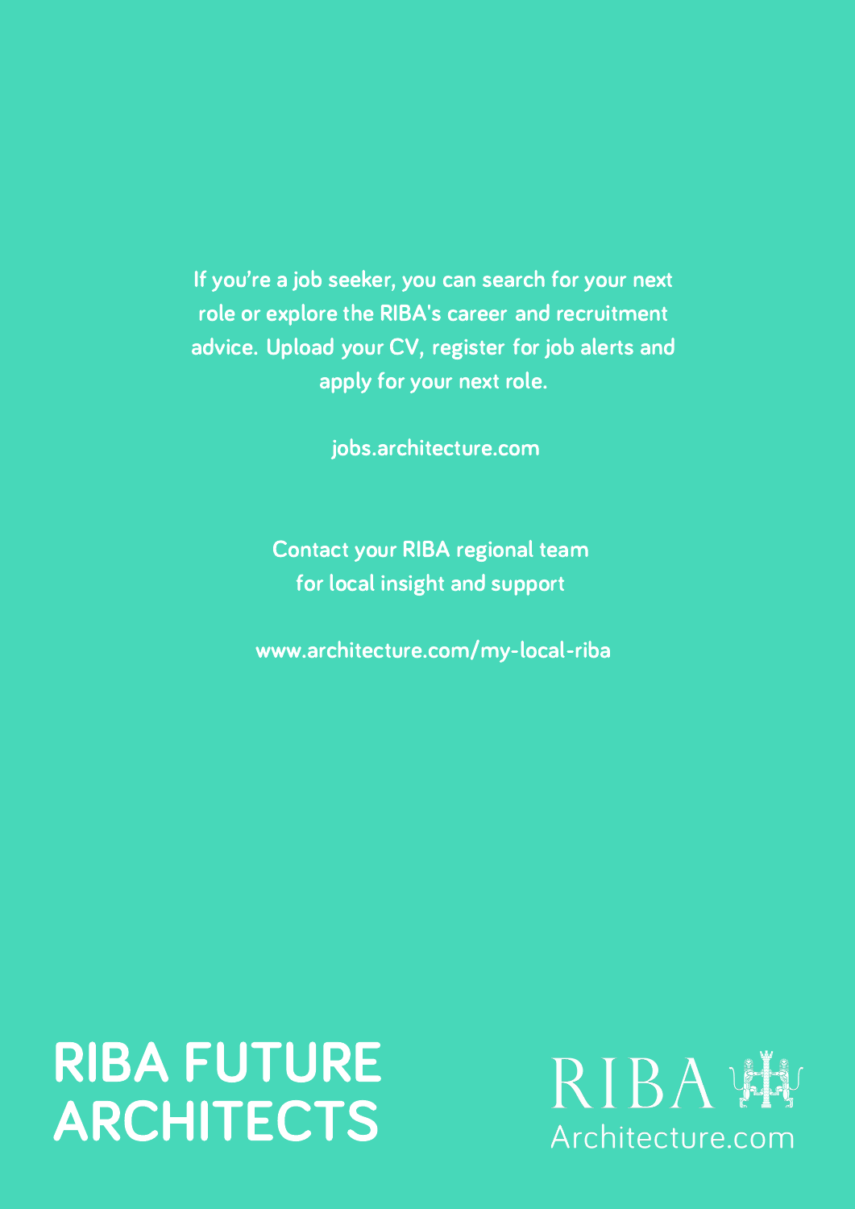If you're a job seeker, you can search for your next role or explore the RIBA's career and recruitment advice. Upload your CV, register for job alerts and apply for your next role.

jobs.architecture.com

Contact your RIBA regional team for local insight and support

www.architecture.com/my-local-riba

# RIBA FUTURE ARCHITECTS

RIBA

Architecture.com